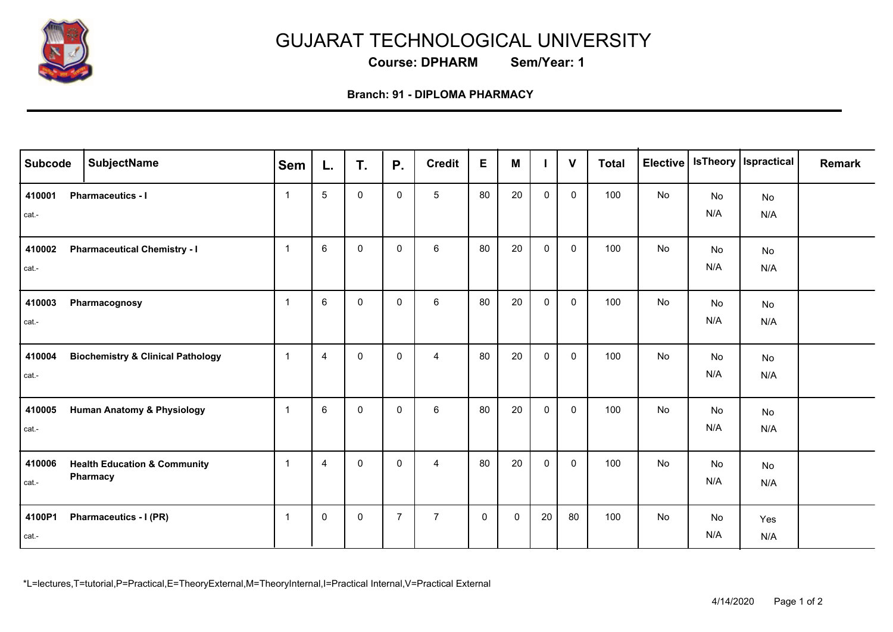# GUJARAT TECHNOLOGICAL UNIVERSITY

**Course: DPHARM Sem/Year: 1**

**Branch: 91 - DIPLOMA PHARMACY**

| Subcode | SubjectName | Sem | L. | T. | P. | Credit | E | M | I | V | Total | Elective | IsTheory | Ispractical | Remark |
|---|---|---|---|---|---|---|---|---|---|---|---|---|---|---|---|
| **410001** cat.- | **Pharmaceutics - I** | 1 | 5 | 0 | 0 | 5 | 80 | 20 | 0 | 0 | 100 | No | No N/A | No N/A | |
| **410002** cat.- | **Pharmaceutical Chemistry - I** | 1 | 6 | 0 | 0 | 6 | 80 | 20 | 0 | 0 | 100 | No | No N/A | No N/A | |
| **410003** cat.- | **Pharmacognosy** | 1 | 6 | 0 | 0 | 6 | 80 | 20 | 0 | 0 | 100 | No | No N/A | No N/A | |
| **410004** cat.- | **Biochemistry & Clinical Pathology** | 1 | 4 | 0 | 0 | 4 | 80 | 20 | 0 | 0 | 100 | No | No N/A | No N/A | |
| **410005** cat.- | **Human Anatomy & Physiology** | 1 | 6 | 0 | 0 | 6 | 80 | 20 | 0 | 0 | 100 | No | No N/A | No N/A | |
| **410006** cat.- | **Health Education & Community Pharmacy** | 1 | 4 | 0 | 0 | 4 | 80 | 20 | 0 | 0 | 100 | No | No N/A | No N/A | |
| **4100P1** cat.- | **Pharmaceutics - I (PR)** | 1 | 0 | 0 | 7 | 7 | 0 | 0 | 20 | 80 | 100 | No | No N/A | Yes N/A | |

*L=lectures,T=tutorial,P=Practical,E=TheoryExternal,M=TheoryInternal,I=Practical Internal,V=Practical External

4/14/2020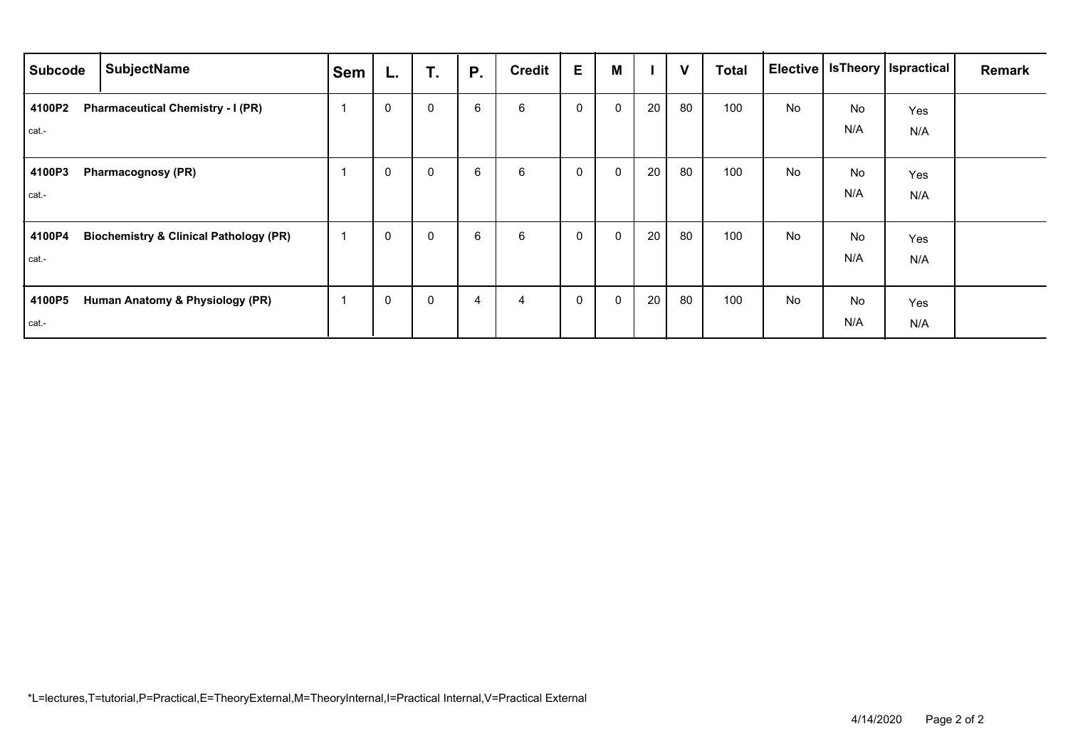| Subcode | SubjectName | Sem | L. | T. | P. | Credit | E | M | I | V | Total | Elective | IsTheory | Ispractical | Remark |
|---|---|---|---|---|---|---|---|---|---|---|---|---|---|---|---|
| 4100P2<br>cat.- | Pharmaceutical Chemistry - I (PR) | 1 | 0 | 0 | 6 | 6 | 0 | 0 | 20 | 80 | 100 | No | No<br>N/A | Yes<br>N/A | |
| 4100P3<br>cat.- | Pharmacognosy (PR) | 1 | 0 | 0 | 6 | 6 | 0 | 0 | 20 | 80 | 100 | No | No<br>N/A | Yes<br>N/A | |
| 4100P4<br>cat.- | Biochemistry & Clinical Pathology (PR) | 1 | 0 | 0 | 6 | 6 | 0 | 0 | 20 | 80 | 100 | No | No<br>N/A | Yes<br>N/A | |
| 4100P5<br>cat.- | Human Anatomy & Physiology (PR) | 1 | 0 | 0 | 4 | 4 | 0 | 0 | 20 | 80 | 100 | No | No<br>N/A | Yes<br>N/A | |

*L=lectures,T=tutorial,P=Practical,E=TheoryExternal,M=TheoryInternal,I=Practical Internal,V=Practical External

4/14/2020